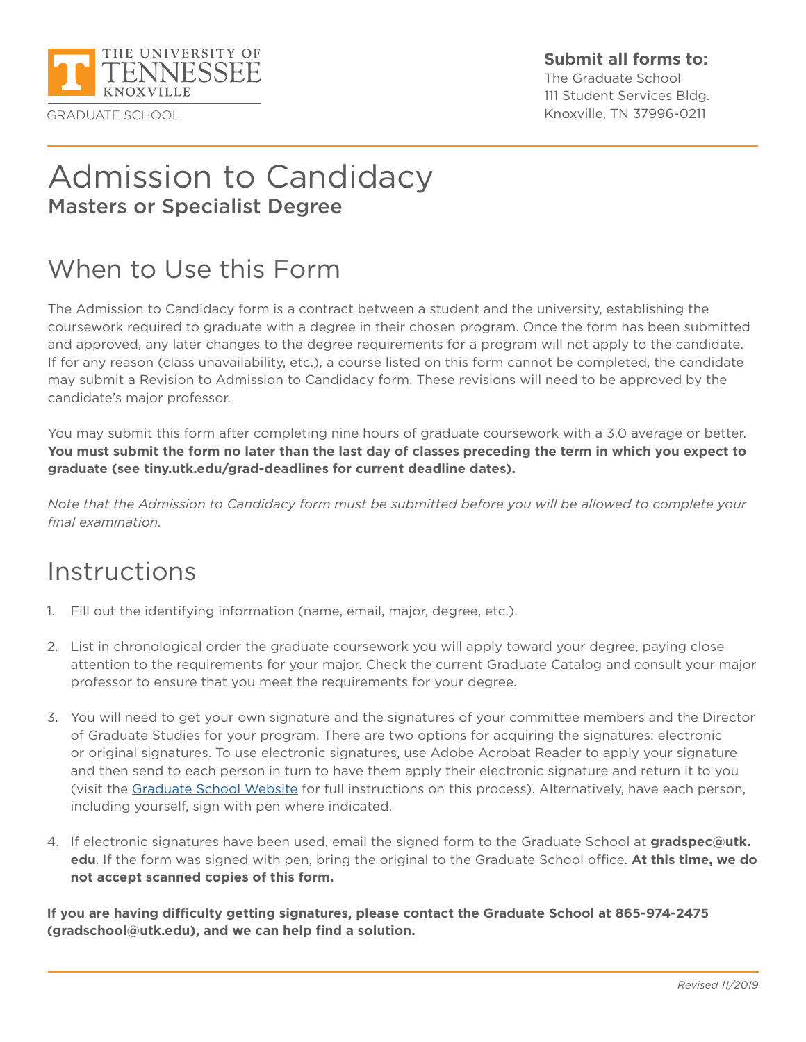THE UNIVERSITY OF TENNESSEE KNOXVILLE

GRADUATE SCHOOL

**Submit all forms to:**
The Graduate School
111 Student Services Bldg.
Knoxville, TN 37996-0211

# Admission to Candidacy

## Masters or Specialist Degree

## When to Use this Form

The Admission to Candidacy form is a contract between a student and the university, establishing the coursework required to graduate with a degree in their chosen program. Once the form has been submitted and approved, any later changes to the degree requirements for a program will not apply to the candidate. If for any reason (class unavailability, etc.), a course listed on this form cannot be completed, the candidate may submit a Revision to Admission to Candidacy form. These revisions will need to be approved by the candidate's major professor.

You may submit this form after completing nine hours of graduate coursework with a 3.0 average or better. **You must submit the form no later than the last day of classes preceding the term in which you expect to graduate (see tiny.utk.edu/grad-deadlines for current deadline dates).**

*Note that the Admission to Candidacy form must be submitted before you will be allowed to complete your final examination.*

## Instructions

1. Fill out the identifying information (name, email, major, degree, etc.).

2. List in chronological order the graduate coursework you will apply toward your degree, paying close attention to the requirements for your major. Check the current Graduate Catalog and consult your major professor to ensure that you meet the requirements for your degree.

3. You will need to get your own signature and the signatures of your committee members and the Director of Graduate Studies for your program. There are two options for acquiring the signatures: electronic or original signatures. To use electronic signatures, use Adobe Acrobat Reader to apply your signature and then send to each person in turn to have them apply their electronic signature and return it to you (visit the Graduate School Website for full instructions on this process). Alternatively, have each person, including yourself, sign with pen where indicated.

4. If electronic signatures have been used, email the signed form to the Graduate School at **gradspec@utk.edu**. If the form was signed with pen, bring the original to the Graduate School office. **At this time, we do not accept scanned copies of this form.**

**If you are having difficulty getting signatures, please contact the Graduate School at 865-974-2475 (gradschool@utk.edu), and we can help find a solution.**

*Revised 11/2019*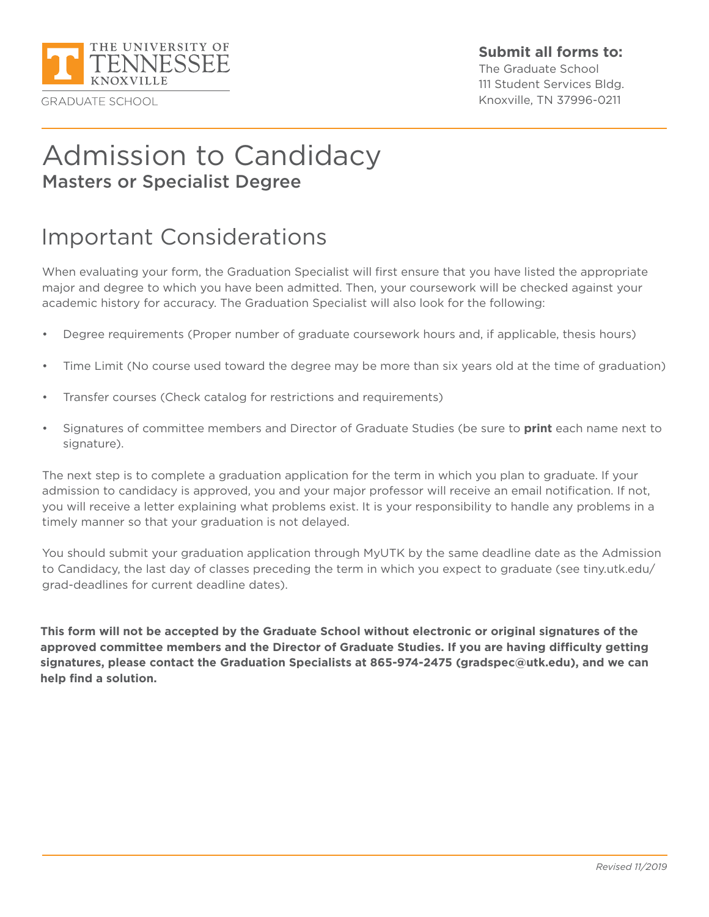THE UNIVERSITY OF TENNESSEE KNOXVILLE

GRADUATE SCHOOL

**Submit all forms to:**
The Graduate School
111 Student Services Bldg.
Knoxville, TN 37996-0211

# Admission to Candidacy

## Masters or Specialist Degree

# Important Considerations

When evaluating your form, the Graduation Specialist will first ensure that you have listed the appropriate major and degree to which you have been admitted. Then, your coursework will be checked against your academic history for accuracy. The Graduation Specialist will also look for the following:

- Degree requirements (Proper number of graduate coursework hours and, if applicable, thesis hours)
- Time Limit (No course used toward the degree may be more than six years old at the time of graduation)
- Transfer courses (Check catalog for restrictions and requirements)
- Signatures of committee members and Director of Graduate Studies (be sure to **print** each name next to signature).

The next step is to complete a graduation application for the term in which you plan to graduate. If your admission to candidacy is approved, you and your major professor will receive an email notification. If not, you will receive a letter explaining what problems exist. It is your responsibility to handle any problems in a timely manner so that your graduation is not delayed.

You should submit your graduation application through MyUTK by the same deadline date as the Admission to Candidacy, the last day of classes preceding the term in which you expect to graduate (see tiny.utk.edu/grad-deadlines for current deadline dates).

**This form will not be accepted by the Graduate School without electronic or original signatures of the approved committee members and the Director of Graduate Studies. If you are having difficulty getting signatures, please contact the Graduation Specialists at 865-974-2475 (gradspec@utk.edu), and we can help find a solution.**

*Revised 11/2019*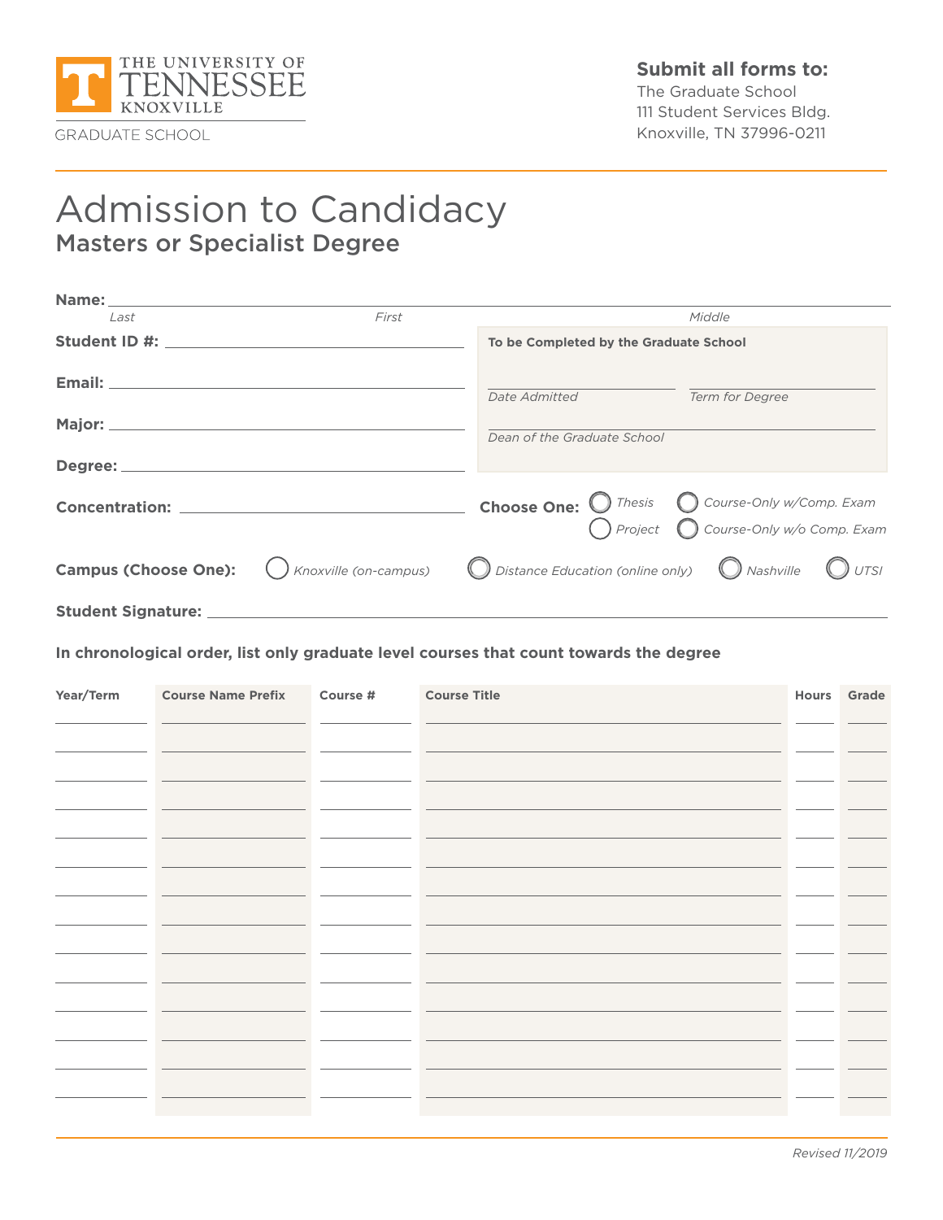THE UNIVERSITY OF TENNESSEE KNOXVILLE

GRADUATE SCHOOL

**Submit all forms to:**
The Graduate School
111 Student Services Bldg.
Knoxville, TN 37996-0211

# Admission to Candidacy

## Masters or Specialist Degree

**Name:** ______________________________________________
*Last* *First* *Middle*

**Student ID #:** ______________________

**Email:** ______________________

**Major:** ______________________

**Degree:** ______________________

**Concentration:** ______________________

**To be Completed by the Graduate School**

______________________ ______________________
*Date Admitted* *Term for Degree*

______________________
*Dean of the Graduate School*

**Choose One:** ◯ *Thesis* ◯ *Course-Only w/Comp. Exam* ◯ *Project* ◯ *Course-Only w/o Comp. Exam*

**Campus (Choose One):** ◯ *Knoxville (on-campus)* ◯ *Distance Education (online only)* ◯ *Nashville* ◯ *UTSI*

**Student Signature:** ______________________________________________

**In chronological order, list only graduate level courses that count towards the degree**

| Year/Term | Course Name Prefix | Course # | Course Title | Hours | Grade |
|---|---|---|---|---|---|
| | | | | | |
| | | | | | |
| | | | | | |
| | | | | | |
| | | | | | |
| | | | | | |
| | | | | | |
| | | | | | |
| | | | | | |
| | | | | | |
| | | | | | |
| | | | | | |
| | | | | | |
| | | | | | |

*Revised 11/2019*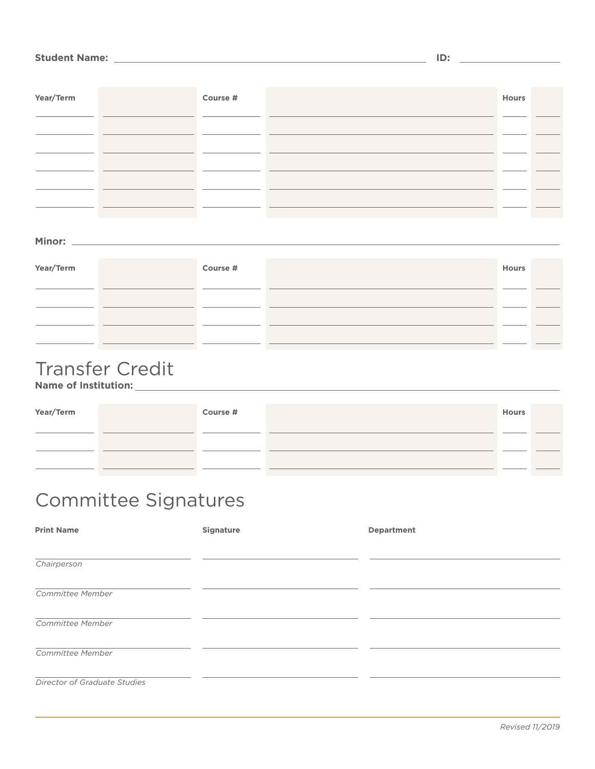**Student Name:** ____________________ **ID:** __________

| Year/Term | | Course # | | Hours | |
|---|---|---|---|---|---|
| | | | | | |
| | | | | | |
| | | | | | |
| | | | | | |
| | | | | | |
| | | | | | |

**Minor:** ____________________

| Year/Term | | Course # | | Hours | |
|---|---|---|---|---|---|
| | | | | | |
| | | | | | |
| | | | | | |
| | | | | | |

# Transfer Credit

**Name of Institution:** ____________________

| Year/Term | | Course # | | Hours | |
|---|---|---|---|---|---|
| | | | | | |
| | | | | | |
| | | | | | |

# Committee Signatures

| Print Name | Signature | Department |
|---|---|---|
| *Chairperson* | | |
| *Committee Member* | | |
| *Committee Member* | | |
| *Committee Member* | | |
| *Director of Graduate Studies* | | |

*Revised 11/2019*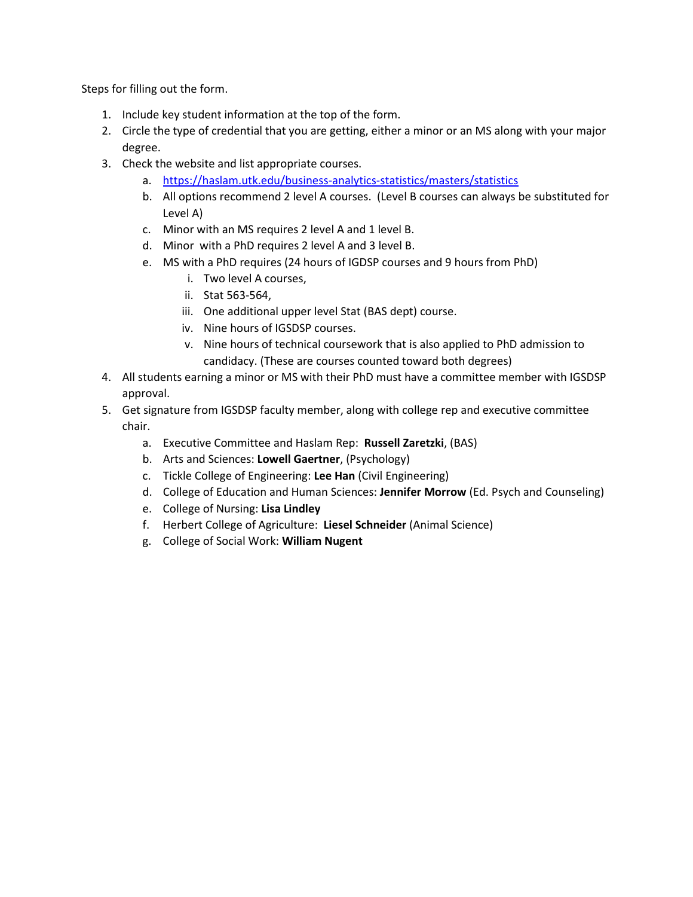Steps for filling out the form.

1. Include key student information at the top of the form.
2. Circle the type of credential that you are getting, either a minor or an MS along with your major degree.
3. Check the website and list appropriate courses.
   a. [https://haslam.utk.edu/business-analytics-statistics/masters/statistics](https://haslam.utk.edu/business-analytics-statistics/masters/statistics)
   b. All options recommend 2 level A courses. (Level B courses can always be substituted for Level A)
   c. Minor with an MS requires 2 level A and 1 level B.
   d. Minor with a PhD requires 2 level A and 3 level B.
   e. MS with a PhD requires (24 hours of IGDSP courses and 9 hours from PhD)
      i. Two level A courses,
      ii. Stat 563-564,
      iii. One additional upper level Stat (BAS dept) course.
      iv. Nine hours of IGSDSP courses.
      v. Nine hours of technical coursework that is also applied to PhD admission to candidacy. (These are courses counted toward both degrees)
4. All students earning a minor or MS with their PhD must have a committee member with IGSDSP approval.
5. Get signature from IGSDSP faculty member, along with college rep and executive committee chair.
   a. Executive Committee and Haslam Rep: **Russell Zaretzki**, (BAS)
   b. Arts and Sciences: **Lowell Gaertner**, (Psychology)
   c. Tickle College of Engineering: **Lee Han** (Civil Engineering)
   d. College of Education and Human Sciences: **Jennifer Morrow** (Ed. Psych and Counseling)
   e. College of Nursing: **Lisa Lindley**
   f. Herbert College of Agriculture: **Liesel Schneider** (Animal Science)
   g. College of Social Work: **William Nugent**